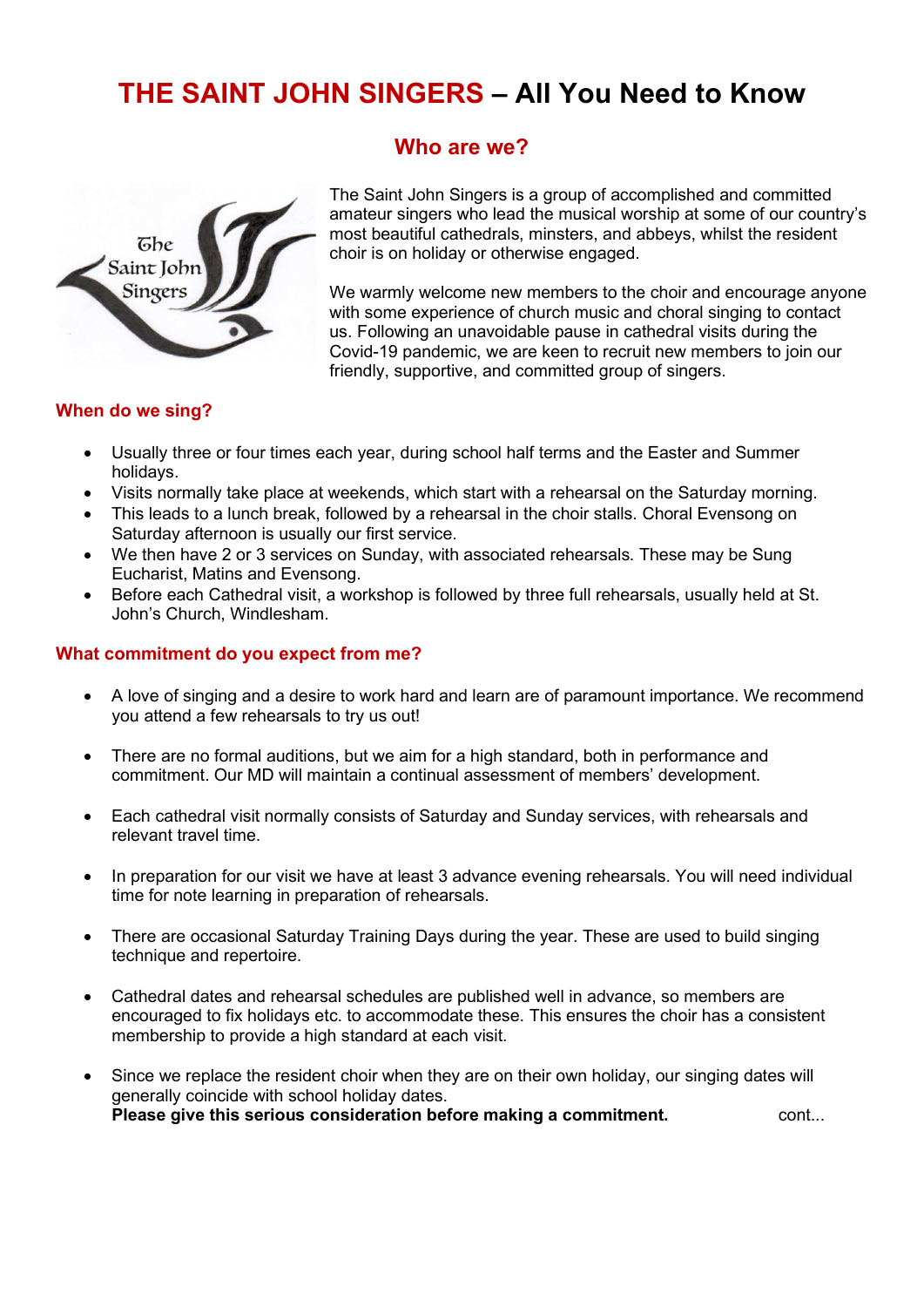# **THE SAINT JOHN SINGERS – All You Need to Know**

## Who are we?

The Saint John Singers is a group of accomplished and committed amateur singers who lead the musical worship at some of our country's most beautiful cathedrals, minsters, and abbeys, whilst the resident choir is on holiday or otherwise engaged.

We warmly welcome new members to the choir and encourage anyone with some experience of church music and choral singing to contact us. Following an unavoidable pause in cathedral visits during the Covid-19 pandemic, we are keen to recruit new members to join our friendly, supportive, and committed group of singers.

### When do we sing?

- Usually three or four times each year, during school half terms and the Easter and Summer holidays.
- Visits normally take place at weekends, which start with a rehearsal on the Saturday morning.
- This leads to a lunch break, followed by a rehearsal in the choir stalls. Choral Evensong on Saturday afternoon is usually our first service.
- We then have 2 or 3 services on Sunday, with associated rehearsals. These may be Sung Eucharist, Matins and Evensong.
- Before each Cathedral visit, a workshop is followed by three full rehearsals, usually held at St. John's Church, Windlesham.

### What commitment do you expect from me?

- A love of singing and a desire to work hard and learn are of paramount importance. We recommend you attend a few rehearsals to try us out!

- There are no formal auditions, but we aim for a high standard, both in performance and commitment. Our MD will maintain a continual assessment of members' development.

- Each cathedral visit normally consists of Saturday and Sunday services, with rehearsals and relevant travel time.

- In preparation for our visit we have at least 3 advance evening rehearsals. You will need individual time for note learning in preparation of rehearsals.

- There are occasional Saturday Training Days during the year. These are used to build singing technique and repertoire.

- Cathedral dates and rehearsal schedules are published well in advance, so members are encouraged to fix holidays etc. to accommodate these. This ensures the choir has a consistent membership to provide a high standard at each visit.

- Since we replace the resident choir when they are on their own holiday, our singing dates will generally coincide with school holiday dates.
  **Please give this serious consideration before making a commitment.** cont...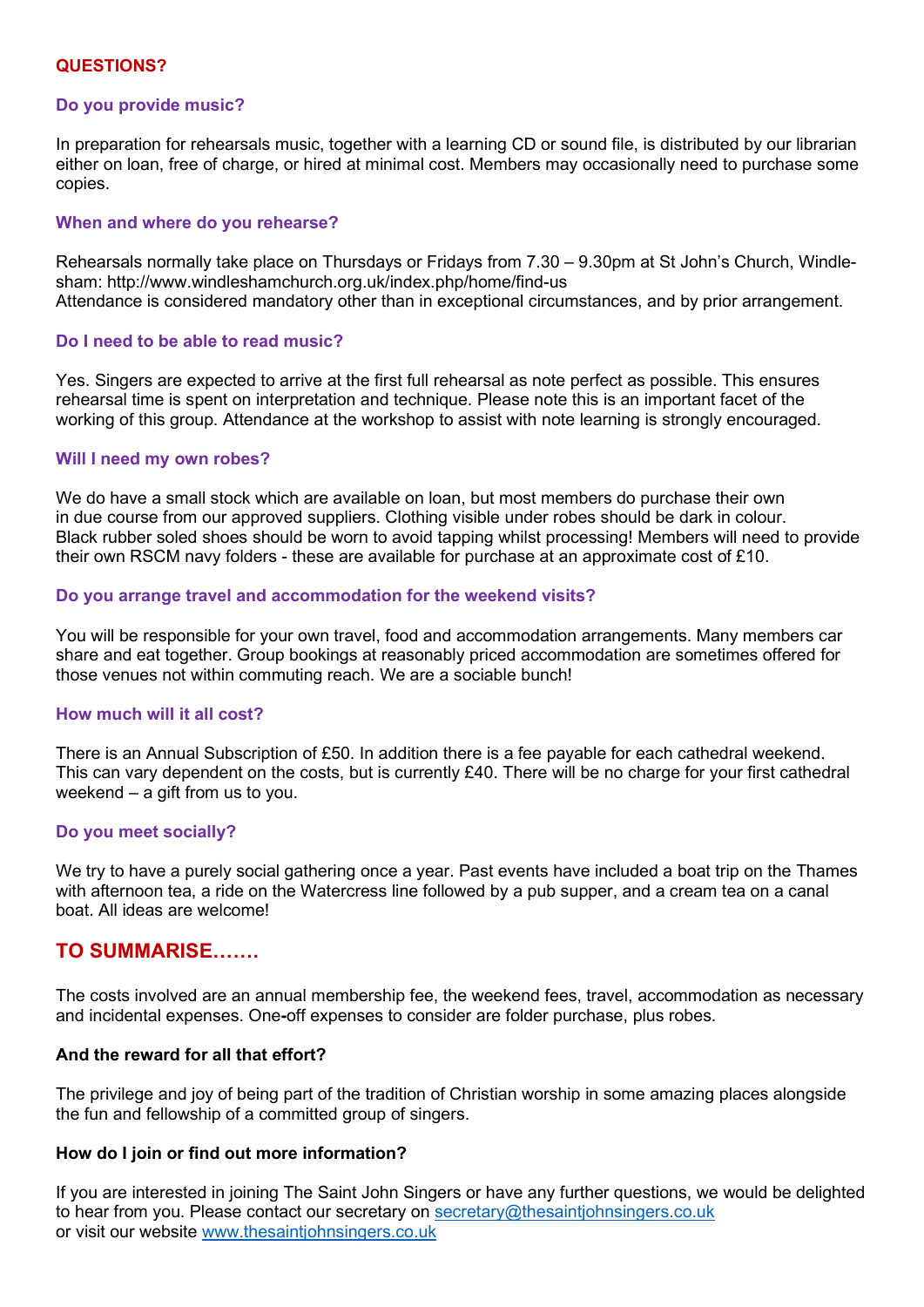## QUESTIONS?

### Do you provide music?

In preparation for rehearsals music, together with a learning CD or sound file, is distributed by our librarian either on loan, free of charge, or hired at minimal cost. Members may occasionally need to purchase some copies.

### When and where do you rehearse?

Rehearsals normally take place on Thursdays or Fridays from 7.30 – 9.30pm at St John's Church, Windlesham: http://www.windleshamchurch.org.uk/index.php/home/find-us
Attendance is considered mandatory other than in exceptional circumstances, and by prior arrangement.

### Do I need to be able to read music?

Yes. Singers are expected to arrive at the first full rehearsal as note perfect as possible. This ensures rehearsal time is spent on interpretation and technique. Please note this is an important facet of the working of this group. Attendance at the workshop to assist with note learning is strongly encouraged.

### Will I need my own robes?

We do have a small stock which are available on loan, but most members do purchase their own in due course from our approved suppliers. Clothing visible under robes should be dark in colour.
Black rubber soled shoes should be worn to avoid tapping whilst processing! Members will need to provide their own RSCM navy folders - these are available for purchase at an approximate cost of £10.

### Do you arrange travel and accommodation for the weekend visits?

You will be responsible for your own travel, food and accommodation arrangements. Many members car share and eat together. Group bookings at reasonably priced accommodation are sometimes offered for those venues not within commuting reach. We are a sociable bunch!

### How much will it all cost?

There is an Annual Subscription of £50. In addition there is a fee payable for each cathedral weekend. This can vary dependent on the costs, but is currently £40. There will be no charge for your first cathedral weekend – a gift from us to you.

### Do you meet socially?

We try to have a purely social gathering once a year. Past events have included a boat trip on the Thames with afternoon tea, a ride on the Watercress line followed by a pub supper, and a cream tea on a canal boat. All ideas are welcome!

## TO SUMMARISE…….

The costs involved are an annual membership fee, the weekend fees, travel, accommodation as necessary and incidental expenses. One-off expenses to consider are folder purchase, plus robes.

**And the reward for all that effort?**

The privilege and joy of being part of the tradition of Christian worship in some amazing places alongside the fun and fellowship of a committed group of singers.

**How do I join or find out more information?**

If you are interested in joining The Saint John Singers or have any further questions, we would be delighted to hear from you. Please contact our secretary on secretary@thesaintjohnsingers.co.uk
or visit our website www.thesaintjohnsingers.co.uk